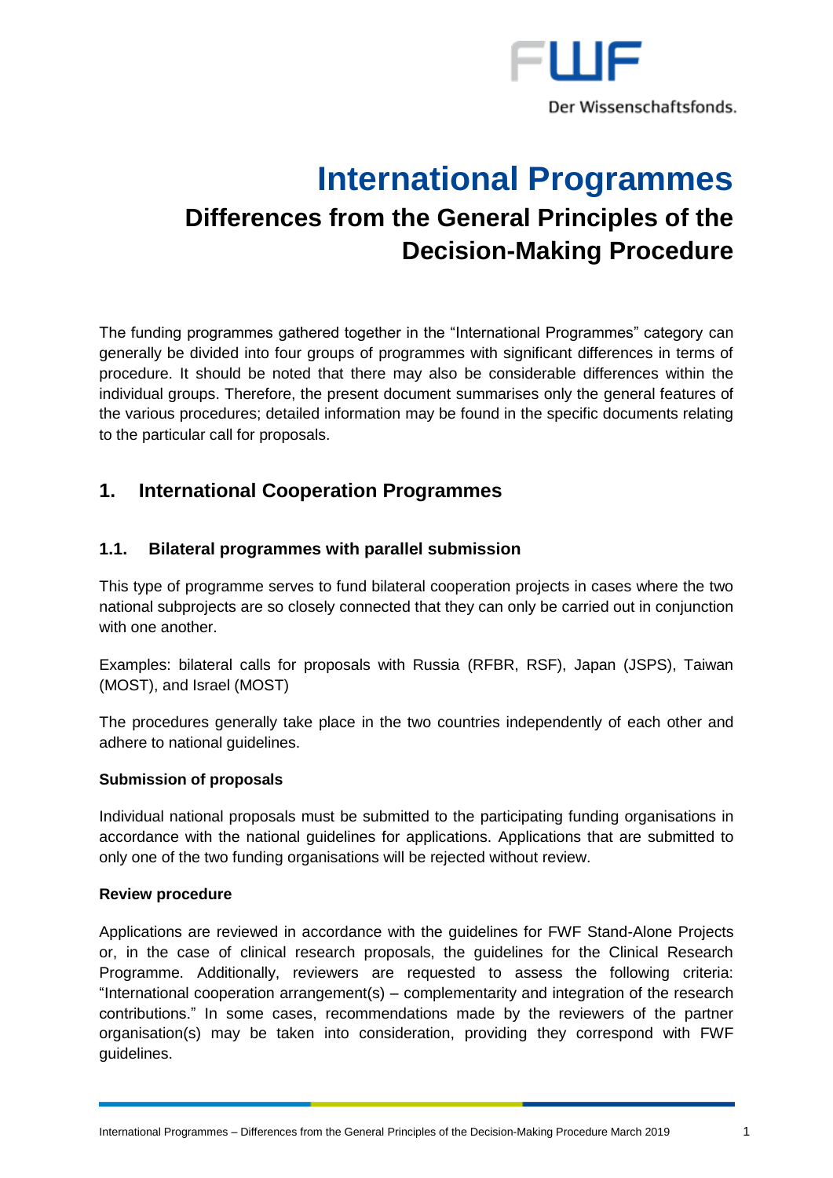# International Programmes

## Differences from the General Principles of the Decision-Making Procedure

The funding programmes gathered together in the “International Programmes” category can generally be divided into four groups of programmes with significant differences in terms of procedure. It should be noted that there may also be considerable differences within the individual groups. Therefore, the present document summarises only the general features of the various procedures; detailed information may be found in the specific documents relating to the particular call for proposals.

## 1. International Cooperation Programmes

### 1.1. Bilateral programmes with parallel submission

This type of programme serves to fund bilateral cooperation projects in cases where the two national subprojects are so closely connected that they can only be carried out in conjunction with one another.

Examples: bilateral calls for proposals with Russia (RFBR, RSF), Japan (JSPS), Taiwan (MOST), and Israel (MOST)

The procedures generally take place in the two countries independently of each other and adhere to national guidelines.

**Submission of proposals**

Individual national proposals must be submitted to the participating funding organisations in accordance with the national guidelines for applications. Applications that are submitted to only one of the two funding organisations will be rejected without review.

**Review procedure**

Applications are reviewed in accordance with the guidelines for FWF Stand-Alone Projects or, in the case of clinical research proposals, the guidelines for the Clinical Research Programme. Additionally, reviewers are requested to assess the following criteria: “International cooperation arrangement(s) – complementarity and integration of the research contributions.” In some cases, recommendations made by the reviewers of the partner organisation(s) may be taken into consideration, providing they correspond with FWF guidelines.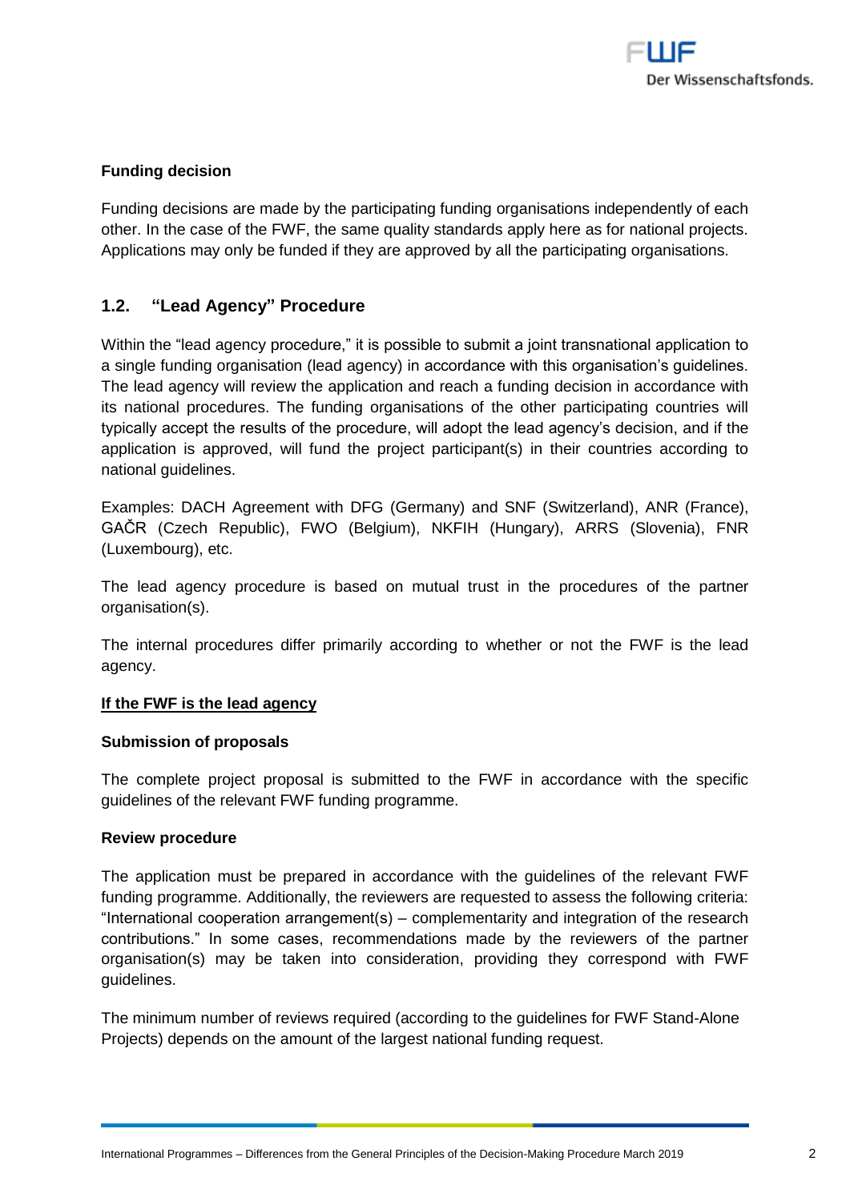**Funding decision**

Funding decisions are made by the participating funding organisations independently of each other. In the case of the FWF, the same quality standards apply here as for national projects. Applications may only be funded if they are approved by all the participating organisations.

## 1.2. "Lead Agency" Procedure

Within the "lead agency procedure," it is possible to submit a joint transnational application to a single funding organisation (lead agency) in accordance with this organisation's guidelines. The lead agency will review the application and reach a funding decision in accordance with its national procedures. The funding organisations of the other participating countries will typically accept the results of the procedure, will adopt the lead agency's decision, and if the application is approved, will fund the project participant(s) in their countries according to national guidelines.

Examples: DACH Agreement with DFG (Germany) and SNF (Switzerland), ANR (France), GAČR (Czech Republic), FWO (Belgium), NKFIH (Hungary), ARRS (Slovenia), FNR (Luxembourg), etc.

The lead agency procedure is based on mutual trust in the procedures of the partner organisation(s).

The internal procedures differ primarily according to whether or not the FWF is the lead agency.

**<u>If the FWF is the lead agency</u>**

**Submission of proposals**

The complete project proposal is submitted to the FWF in accordance with the specific guidelines of the relevant FWF funding programme.

**Review procedure**

The application must be prepared in accordance with the guidelines of the relevant FWF funding programme. Additionally, the reviewers are requested to assess the following criteria: "International cooperation arrangement(s) – complementarity and integration of the research contributions." In some cases, recommendations made by the reviewers of the partner organisation(s) may be taken into consideration, providing they correspond with FWF guidelines.

The minimum number of reviews required (according to the guidelines for FWF Stand-Alone Projects) depends on the amount of the largest national funding request.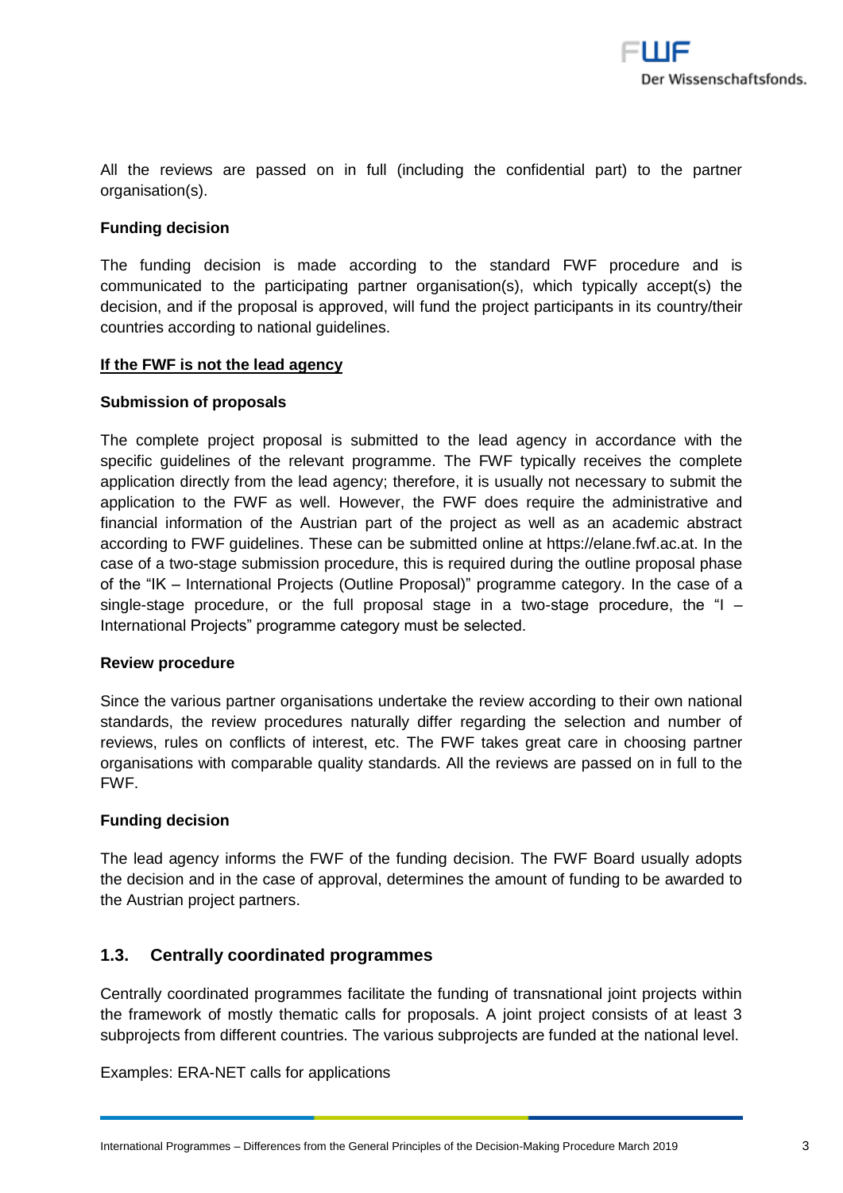All the reviews are passed on in full (including the confidential part) to the partner organisation(s).

**Funding decision**

The funding decision is made according to the standard FWF procedure and is communicated to the participating partner organisation(s), which typically accept(s) the decision, and if the proposal is approved, will fund the project participants in its country/their countries according to national guidelines.

**If the FWF is not the lead agency**

**Submission of proposals**

The complete project proposal is submitted to the lead agency in accordance with the specific guidelines of the relevant programme. The FWF typically receives the complete application directly from the lead agency; therefore, it is usually not necessary to submit the application to the FWF as well. However, the FWF does require the administrative and financial information of the Austrian part of the project as well as an academic abstract according to FWF guidelines. These can be submitted online at https://elane.fwf.ac.at. In the case of a two-stage submission procedure, this is required during the outline proposal phase of the "IK – International Projects (Outline Proposal)" programme category. In the case of a single-stage procedure, or the full proposal stage in a two-stage procedure, the "I – International Projects" programme category must be selected.

**Review procedure**

Since the various partner organisations undertake the review according to their own national standards, the review procedures naturally differ regarding the selection and number of reviews, rules on conflicts of interest, etc. The FWF takes great care in choosing partner organisations with comparable quality standards. All the reviews are passed on in full to the FWF.

**Funding decision**

The lead agency informs the FWF of the funding decision. The FWF Board usually adopts the decision and in the case of approval, determines the amount of funding to be awarded to the Austrian project partners.

## 1.3. Centrally coordinated programmes

Centrally coordinated programmes facilitate the funding of transnational joint projects within the framework of mostly thematic calls for proposals. A joint project consists of at least 3 subprojects from different countries. The various subprojects are funded at the national level.

Examples: ERA-NET calls for applications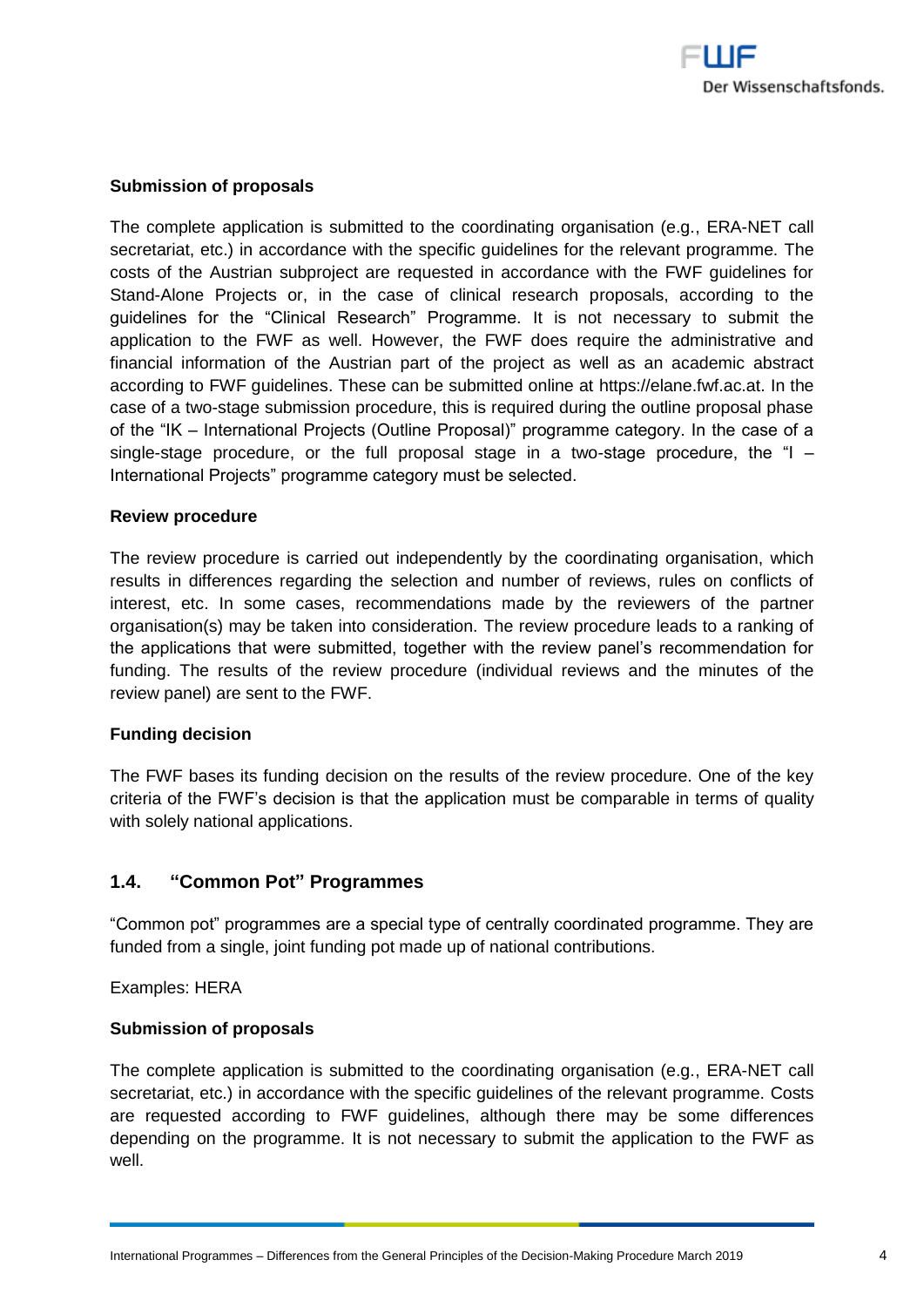**Submission of proposals**

The complete application is submitted to the coordinating organisation (e.g., ERA-NET call secretariat, etc.) in accordance with the specific guidelines for the relevant programme. The costs of the Austrian subproject are requested in accordance with the FWF guidelines for Stand-Alone Projects or, in the case of clinical research proposals, according to the guidelines for the "Clinical Research" Programme. It is not necessary to submit the application to the FWF as well. However, the FWF does require the administrative and financial information of the Austrian part of the project as well as an academic abstract according to FWF guidelines. These can be submitted online at https://elane.fwf.ac.at. In the case of a two-stage submission procedure, this is required during the outline proposal phase of the "IK – International Projects (Outline Proposal)" programme category. In the case of a single-stage procedure, or the full proposal stage in a two-stage procedure, the "I – International Projects" programme category must be selected.

**Review procedure**

The review procedure is carried out independently by the coordinating organisation, which results in differences regarding the selection and number of reviews, rules on conflicts of interest, etc. In some cases, recommendations made by the reviewers of the partner organisation(s) may be taken into consideration. The review procedure leads to a ranking of the applications that were submitted, together with the review panel's recommendation for funding. The results of the review procedure (individual reviews and the minutes of the review panel) are sent to the FWF.

**Funding decision**

The FWF bases its funding decision on the results of the review procedure. One of the key criteria of the FWF's decision is that the application must be comparable in terms of quality with solely national applications.

## 1.4. "Common Pot" Programmes

"Common pot" programmes are a special type of centrally coordinated programme. They are funded from a single, joint funding pot made up of national contributions.

Examples: HERA

**Submission of proposals**

The complete application is submitted to the coordinating organisation (e.g., ERA-NET call secretariat, etc.) in accordance with the specific guidelines of the relevant programme. Costs are requested according to FWF guidelines, although there may be some differences depending on the programme. It is not necessary to submit the application to the FWF as well.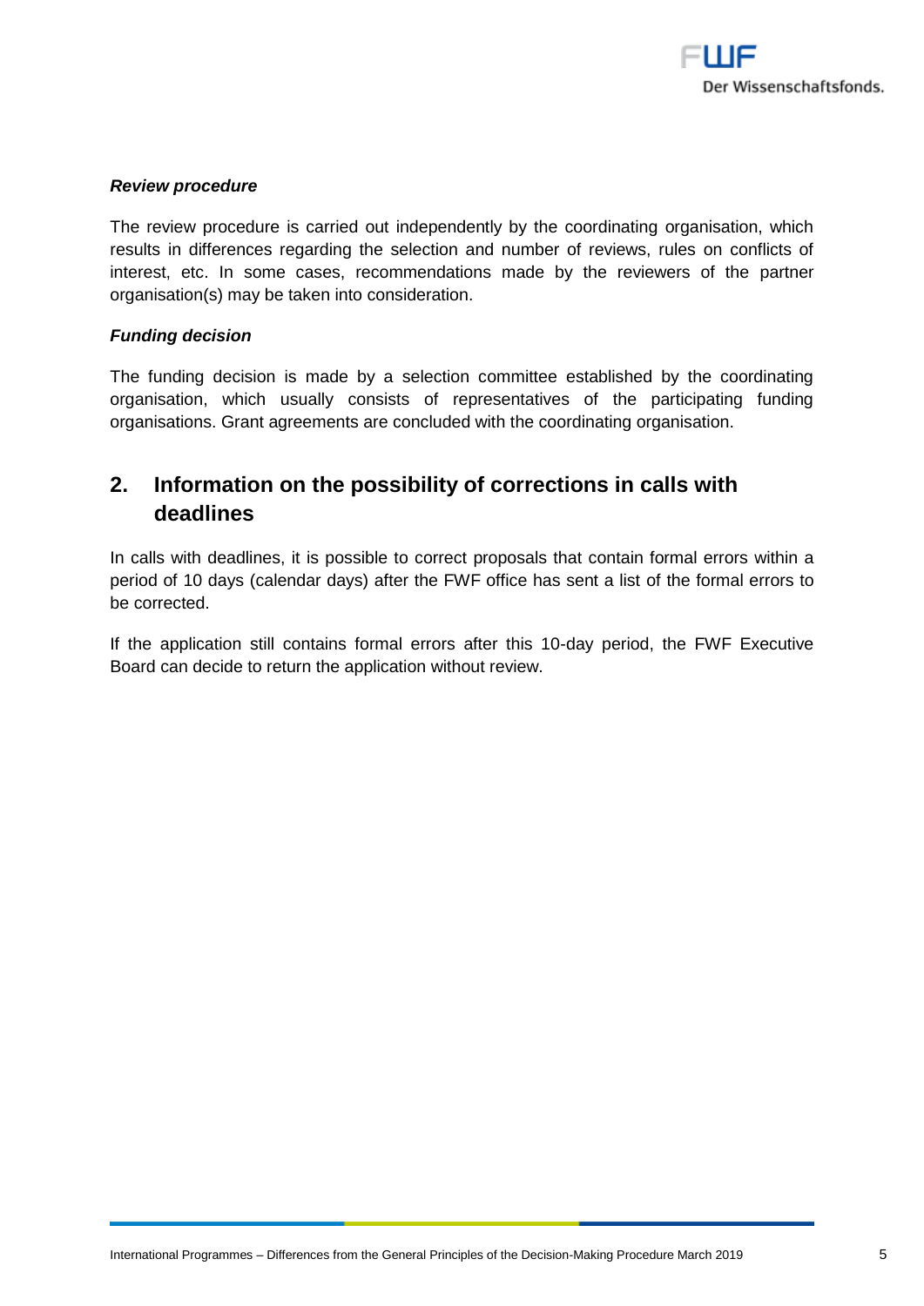***Review procedure***

The review procedure is carried out independently by the coordinating organisation, which results in differences regarding the selection and number of reviews, rules on conflicts of interest, etc. In some cases, recommendations made by the reviewers of the partner organisation(s) may be taken into consideration.

***Funding decision***

The funding decision is made by a selection committee established by the coordinating organisation, which usually consists of representatives of the participating funding organisations. Grant agreements are concluded with the coordinating organisation.

## 2. Information on the possibility of corrections in calls with deadlines

In calls with deadlines, it is possible to correct proposals that contain formal errors within a period of 10 days (calendar days) after the FWF office has sent a list of the formal errors to be corrected.

If the application still contains formal errors after this 10-day period, the FWF Executive Board can decide to return the application without review.